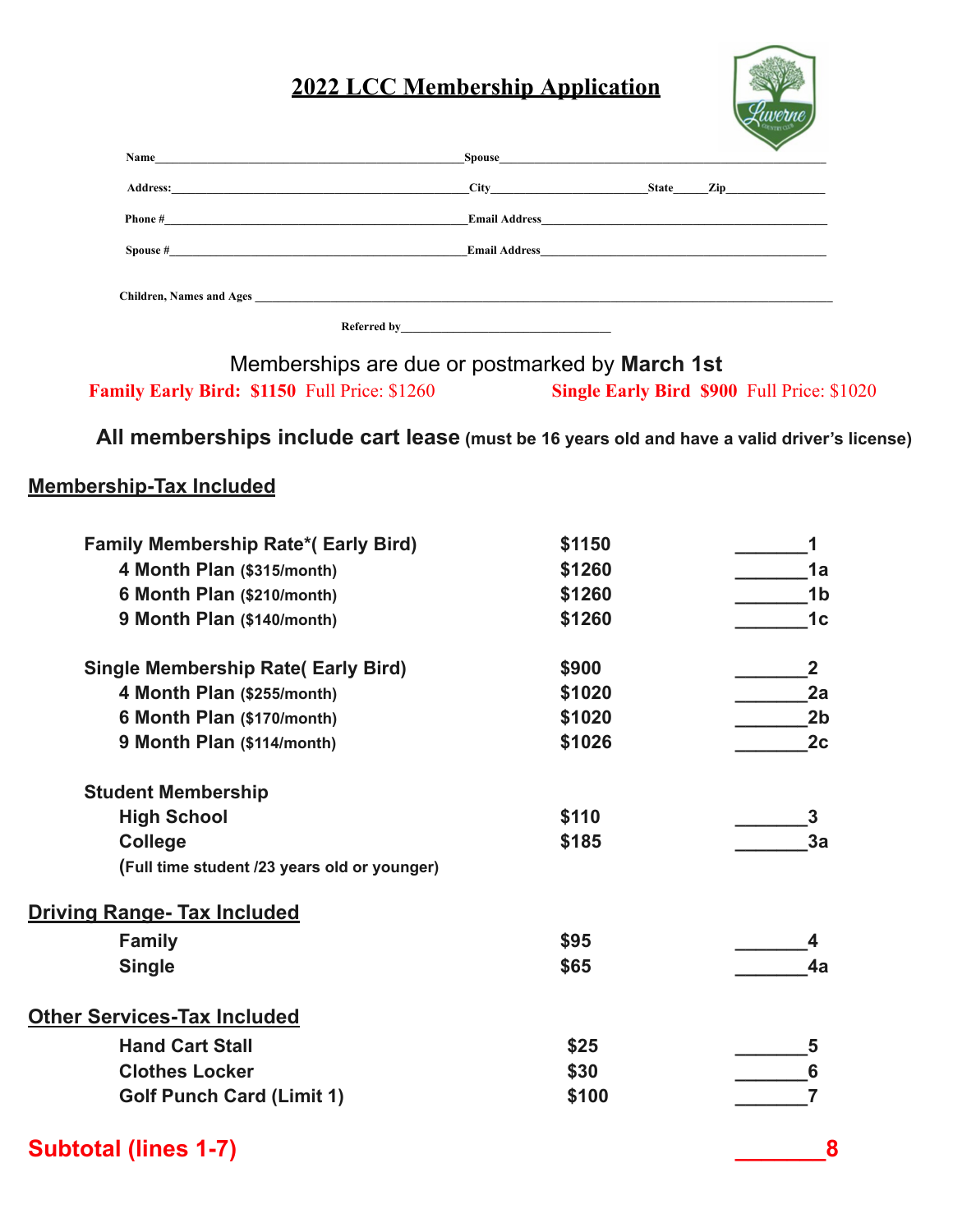# 2022 LCC Membership Application

Name_______________________________________________Spouse_______________________________________________

Address:_______________________________________________City_______________________State_____Zip_______________

Phone #_______________________________________________Email Address_______________________________________________

Spouse #_______________________________________________Email Address_______________________________________________

Children, Names and Ages _______________________________________________________________________________

Referred by_________________________________

Memberships are due or postmarked by **March 1st**

**Family Early Bird: $1150** Full Price: $1260 **Single Early Bird $900** Full Price: $1020

**All memberships include cart lease (must be 16 years old and have a valid driver's license)**

## Membership-Tax Included

| | | |
|---|---|---|
| **Family Membership Rate*( Early Bird)** | **$1150** | _______1 |
| **4 Month Plan ($315/month)** | **$1260** | _______1a |
| **6 Month Plan ($210/month)** | **$1260** | _______1b |
| **9 Month Plan ($140/month)** | **$1260** | _______1c |
| **Single Membership Rate( Early Bird)** | **$900** | _______2 |
| **4 Month Plan ($255/month)** | **$1020** | _______2a |
| **6 Month Plan ($170/month)** | **$1020** | _______2b |
| **9 Month Plan ($114/month)** | **$1026** | _______2c |
| **Student Membership** | | |
| **High School** | **$110** | _______3 |
| **College** | **$185** | _______3a |
| **(Full time student /23 years old or younger)** | | |

## Driving Range- Tax Included

| | | |
|---|---|---|
| **Family** | **$95** | _______4 |
| **Single** | **$65** | _______4a |

## Other Services-Tax Included

| | | |
|---|---|---|
| **Hand Cart Stall** | **$25** | _______5 |
| **Clothes Locker** | **$30** | _______6 |
| **Golf Punch Card (Limit 1)** | **$100** | _______7 |

**Subtotal (lines 1-7)** _______8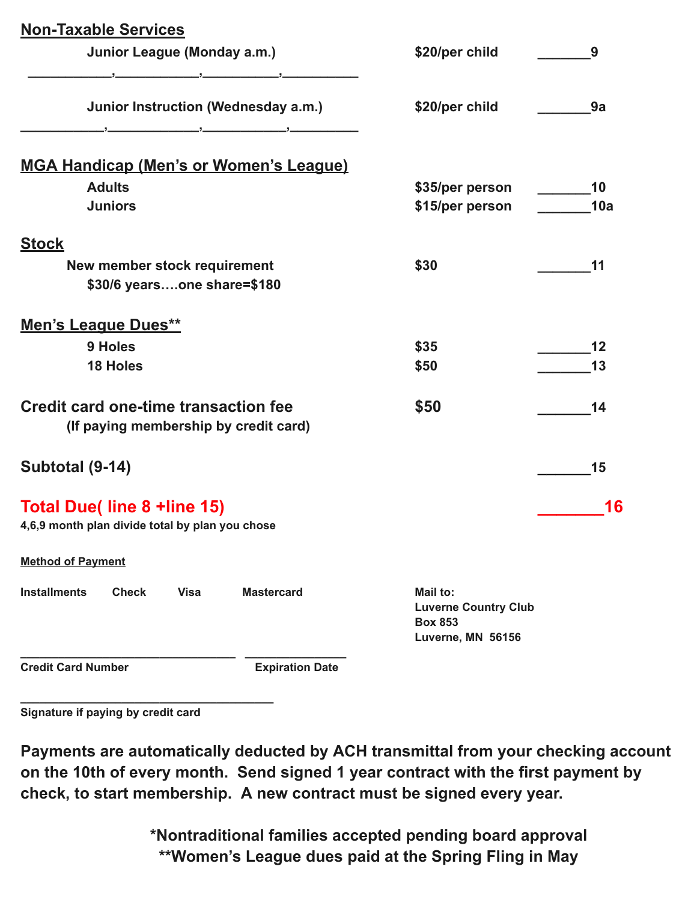## Non-Taxable Services

| | | |
|---|---|---|
| Junior League (Monday a.m.) | $20/per child | _______9 |
| ___________,___________,__________,__________ | | |
| Junior Instruction (Wednesday a.m.) | $20/per child | _______9a |
| ___________,____________,___________,_________ | | |

## MGA Handicap (Men's or Women's League)

| | | |
|---|---|---|
| Adults | $35/per person | _______10 |
| Juniors | $15/per person | _______10a |

## Stock

| | | |
|---|---|---|
| New member stock requirement<br>$30/6 years….one share=$180 | $30 | _______11 |

## Men's League Dues**

| | | |
|---|---|---|
| 9 Holes | $35 | _______12 |
| 18 Holes | $50 | _______13 |

| | | |
|---|---|---|
| **Credit card one-time transaction fee**<br>(If paying membership by credit card) | **$50** | _______14 |
| **Subtotal (9-14)** | | _______15 |
| **Total Due( line 8 +line 15)** | | _______**16** |

4,6,9 month plan divide total by plan you chose

**Method of Payment**

Installments Check Visa Mastercard

Mail to:
Luverne Country Club
Box 853
Luverne, MN 56156

________________________________ _______________
Credit Card Number Expiration Date

____________________________________
Signature if paying by credit card

**Payments are automatically deducted by ACH transmittal from your checking account on the 10th of every month. Send signed 1 year contract with the first payment by check, to start membership. A new contract must be signed every year.**

**\*Nontraditional families accepted pending board approval**
**\*\*Women's League dues paid at the Spring Fling in May**